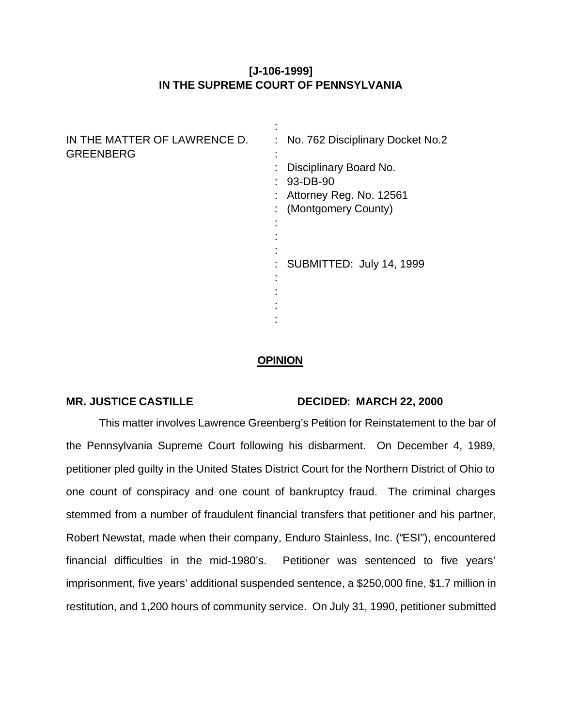**[J-106-1999]**
**IN THE SUPREME COURT OF PENNSYLVANIA**

| | |
|---|---|
| IN THE MATTER OF LAWRENCE D. GREENBERG | No. 762 Disciplinary Docket No.2 |
| | Disciplinary Board No. 93-DB-90 |
| | Attorney Reg. No. 12561 |
| | (Montgomery County) |
| | SUBMITTED: July 14, 1999 |

## OPINION

**MR. JUSTICE CASTILLE** **DECIDED: MARCH 22, 2000**

This matter involves Lawrence Greenberg's Petition for Reinstatement to the bar of the Pennsylvania Supreme Court following his disbarment. On December 4, 1989, petitioner pled guilty in the United States District Court for the Northern District of Ohio to one count of conspiracy and one count of bankruptcy fraud. The criminal charges stemmed from a number of fraudulent financial transfers that petitioner and his partner, Robert Newstat, made when their company, Enduro Stainless, Inc. ("ESI"), encountered financial difficulties in the mid-1980's. Petitioner was sentenced to five years' imprisonment, five years' additional suspended sentence, a $250,000 fine, $1.7 million in restitution, and 1,200 hours of community service. On July 31, 1990, petitioner submitted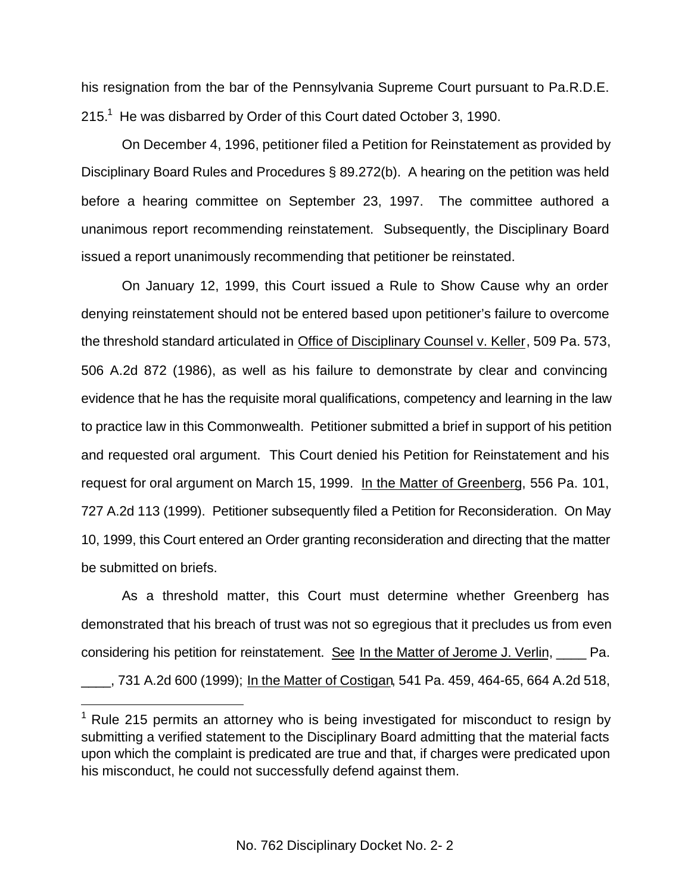his resignation from the bar of the Pennsylvania Supreme Court pursuant to Pa.R.D.E. 215.[1] He was disbarred by Order of this Court dated October 3, 1990.

On December 4, 1996, petitioner filed a Petition for Reinstatement as provided by Disciplinary Board Rules and Procedures § 89.272(b). A hearing on the petition was held before a hearing committee on September 23, 1997. The committee authored a unanimous report recommending reinstatement. Subsequently, the Disciplinary Board issued a report unanimously recommending that petitioner be reinstated.

On January 12, 1999, this Court issued a Rule to Show Cause why an order denying reinstatement should not be entered based upon petitioner's failure to overcome the threshold standard articulated in Office of Disciplinary Counsel v. Keller, 509 Pa. 573, 506 A.2d 872 (1986), as well as his failure to demonstrate by clear and convincing evidence that he has the requisite moral qualifications, competency and learning in the law to practice law in this Commonwealth. Petitioner submitted a brief in support of his petition and requested oral argument. This Court denied his Petition for Reinstatement and his request for oral argument on March 15, 1999. In the Matter of Greenberg, 556 Pa. 101, 727 A.2d 113 (1999). Petitioner subsequently filed a Petition for Reconsideration. On May 10, 1999, this Court entered an Order granting reconsideration and directing that the matter be submitted on briefs.

As a threshold matter, this Court must determine whether Greenberg has demonstrated that his breach of trust was not so egregious that it precludes us from even considering his petition for reinstatement. See In the Matter of Jerome J. Verlin, ____ Pa. ____, 731 A.2d 600 (1999); In the Matter of Costigan, 541 Pa. 459, 464-65, 664 A.2d 518,

[1] Rule 215 permits an attorney who is being investigated for misconduct to resign by submitting a verified statement to the Disciplinary Board admitting that the material facts upon which the complaint is predicated are true and that, if charges were predicated upon his misconduct, he could not successfully defend against them.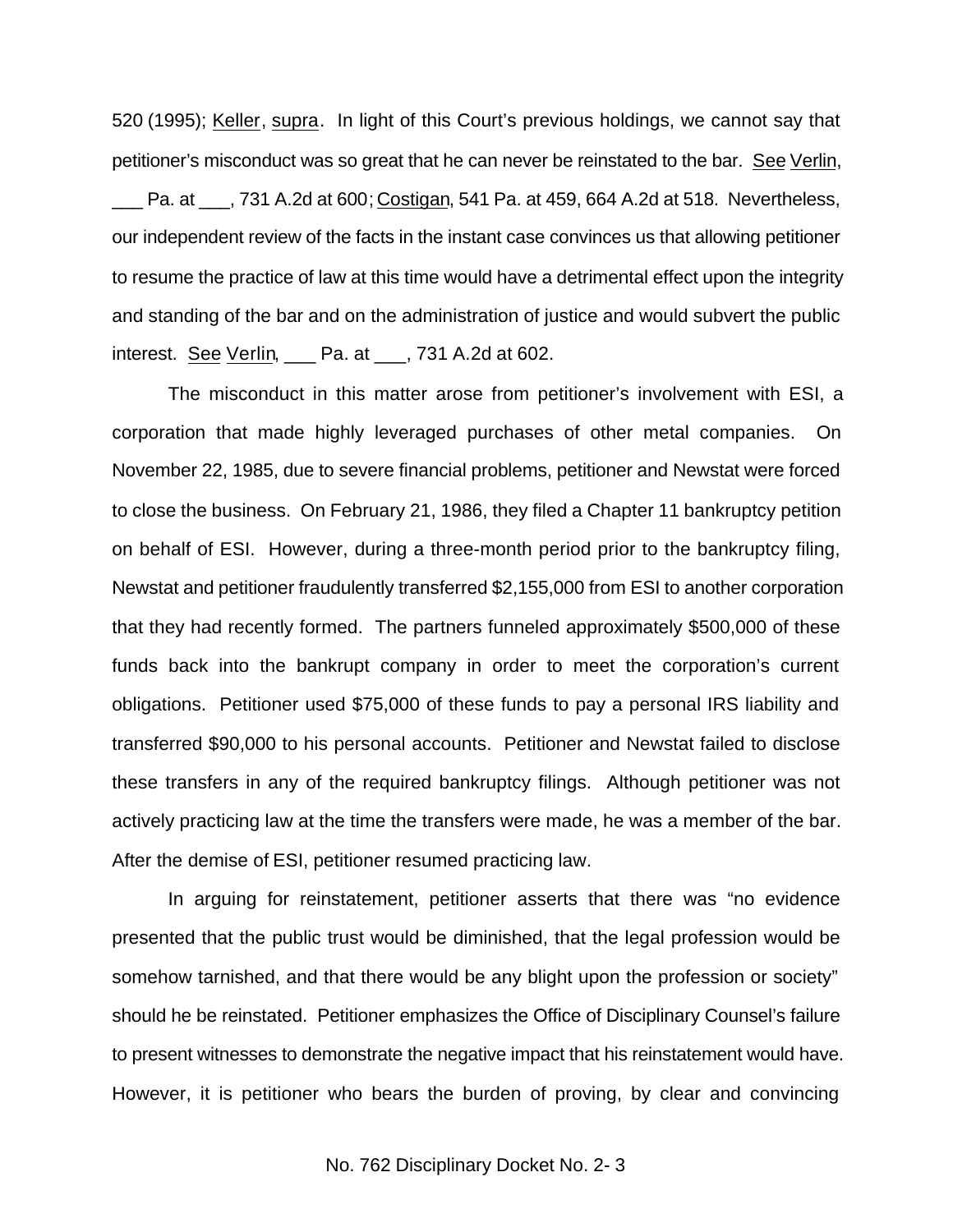520 (1995); Keller, supra. In light of this Court's previous holdings, we cannot say that petitioner's misconduct was so great that he can never be reinstated to the bar. See Verlin, ___ Pa. at ___, 731 A.2d at 600; Costigan, 541 Pa. at 459, 664 A.2d at 518. Nevertheless, our independent review of the facts in the instant case convinces us that allowing petitioner to resume the practice of law at this time would have a detrimental effect upon the integrity and standing of the bar and on the administration of justice and would subvert the public interest. See Verlin, ___ Pa. at ___, 731 A.2d at 602.

The misconduct in this matter arose from petitioner's involvement with ESI, a corporation that made highly leveraged purchases of other metal companies. On November 22, 1985, due to severe financial problems, petitioner and Newstat were forced to close the business. On February 21, 1986, they filed a Chapter 11 bankruptcy petition on behalf of ESI. However, during a three-month period prior to the bankruptcy filing, Newstat and petitioner fraudulently transferred $2,155,000 from ESI to another corporation that they had recently formed. The partners funneled approximately $500,000 of these funds back into the bankrupt company in order to meet the corporation's current obligations. Petitioner used $75,000 of these funds to pay a personal IRS liability and transferred $90,000 to his personal accounts. Petitioner and Newstat failed to disclose these transfers in any of the required bankruptcy filings. Although petitioner was not actively practicing law at the time the transfers were made, he was a member of the bar. After the demise of ESI, petitioner resumed practicing law.

In arguing for reinstatement, petitioner asserts that there was "no evidence presented that the public trust would be diminished, that the legal profession would be somehow tarnished, and that there would be any blight upon the profession or society" should he be reinstated. Petitioner emphasizes the Office of Disciplinary Counsel's failure to present witnesses to demonstrate the negative impact that his reinstatement would have. However, it is petitioner who bears the burden of proving, by clear and convincing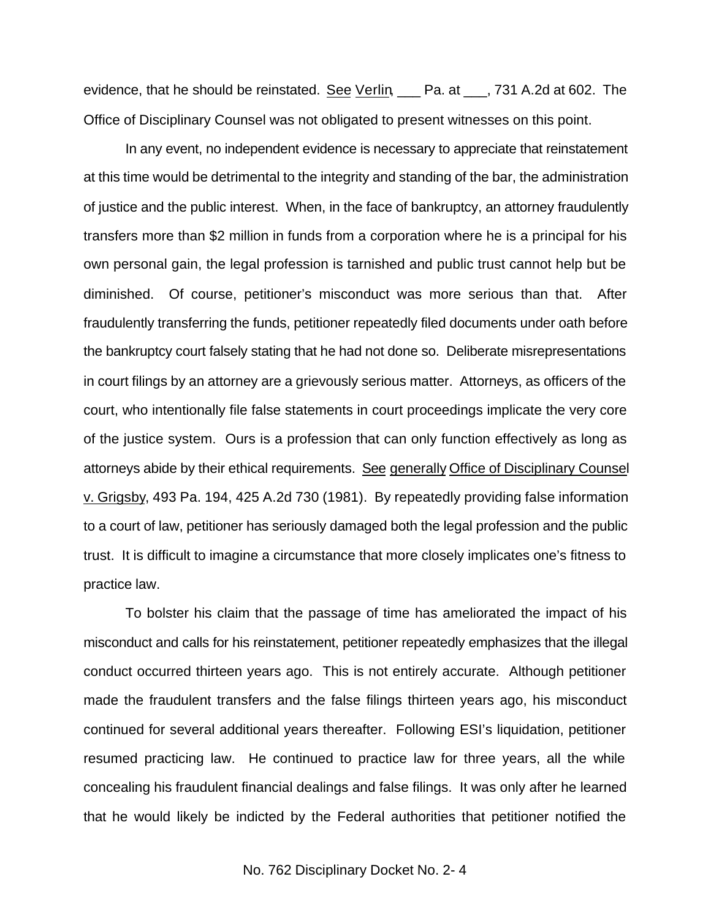evidence, that he should be reinstated. See Verlin, ___ Pa. at ___, 731 A.2d at 602. The Office of Disciplinary Counsel was not obligated to present witnesses on this point.

In any event, no independent evidence is necessary to appreciate that reinstatement at this time would be detrimental to the integrity and standing of the bar, the administration of justice and the public interest. When, in the face of bankruptcy, an attorney fraudulently transfers more than $2 million in funds from a corporation where he is a principal for his own personal gain, the legal profession is tarnished and public trust cannot help but be diminished. Of course, petitioner's misconduct was more serious than that. After fraudulently transferring the funds, petitioner repeatedly filed documents under oath before the bankruptcy court falsely stating that he had not done so. Deliberate misrepresentations in court filings by an attorney are a grievously serious matter. Attorneys, as officers of the court, who intentionally file false statements in court proceedings implicate the very core of the justice system. Ours is a profession that can only function effectively as long as attorneys abide by their ethical requirements. See generally Office of Disciplinary Counsel v. Grigsby, 493 Pa. 194, 425 A.2d 730 (1981). By repeatedly providing false information to a court of law, petitioner has seriously damaged both the legal profession and the public trust. It is difficult to imagine a circumstance that more closely implicates one's fitness to practice law.

To bolster his claim that the passage of time has ameliorated the impact of his misconduct and calls for his reinstatement, petitioner repeatedly emphasizes that the illegal conduct occurred thirteen years ago. This is not entirely accurate. Although petitioner made the fraudulent transfers and the false filings thirteen years ago, his misconduct continued for several additional years thereafter. Following ESI's liquidation, petitioner resumed practicing law. He continued to practice law for three years, all the while concealing his fraudulent financial dealings and false filings. It was only after he learned that he would likely be indicted by the Federal authorities that petitioner notified the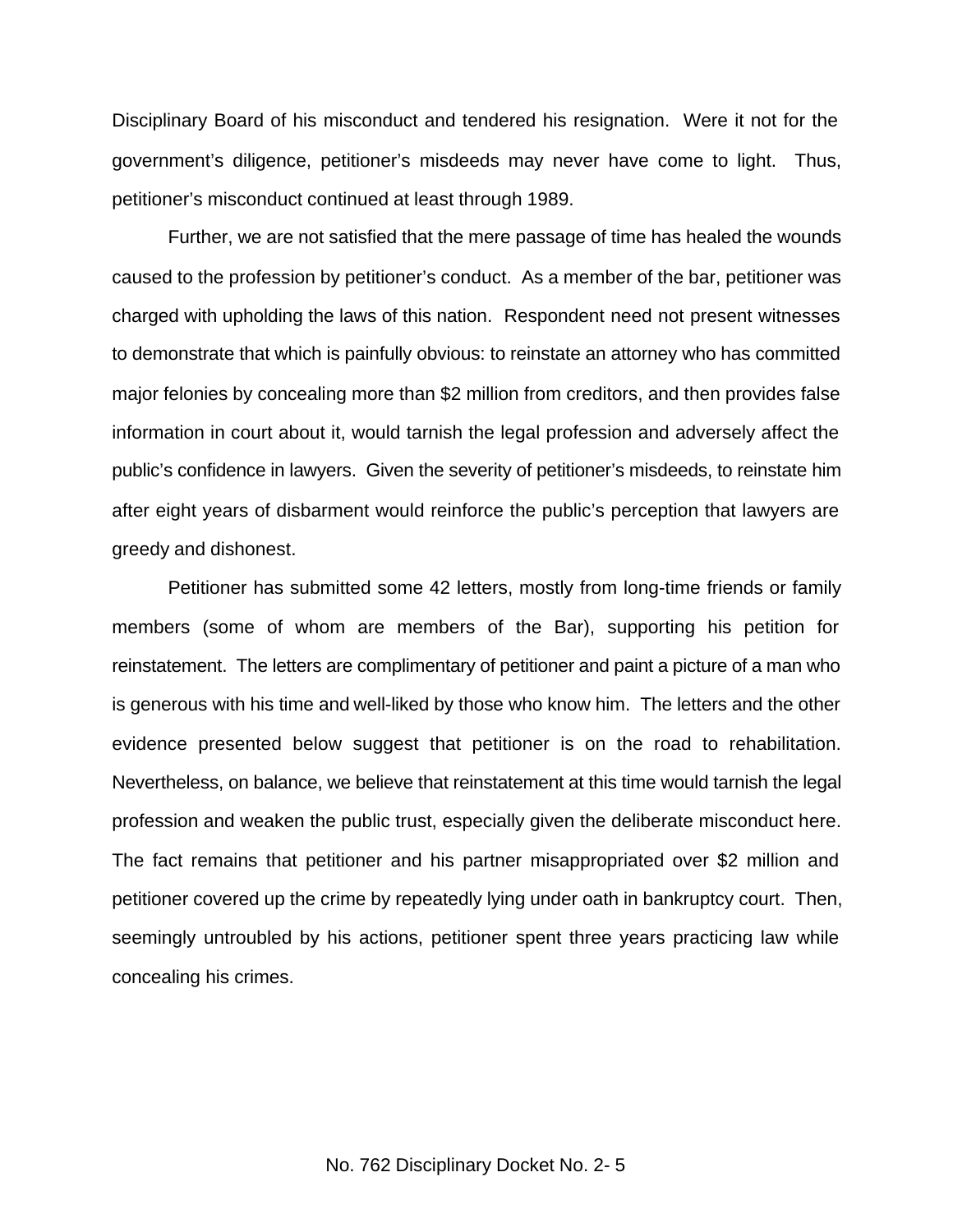Disciplinary Board of his misconduct and tendered his resignation. Were it not for the government's diligence, petitioner's misdeeds may never have come to light. Thus, petitioner's misconduct continued at least through 1989.

Further, we are not satisfied that the mere passage of time has healed the wounds caused to the profession by petitioner's conduct. As a member of the bar, petitioner was charged with upholding the laws of this nation. Respondent need not present witnesses to demonstrate that which is painfully obvious: to reinstate an attorney who has committed major felonies by concealing more than $2 million from creditors, and then provides false information in court about it, would tarnish the legal profession and adversely affect the public's confidence in lawyers. Given the severity of petitioner's misdeeds, to reinstate him after eight years of disbarment would reinforce the public's perception that lawyers are greedy and dishonest.

Petitioner has submitted some 42 letters, mostly from long-time friends or family members (some of whom are members of the Bar), supporting his petition for reinstatement. The letters are complimentary of petitioner and paint a picture of a man who is generous with his time and well-liked by those who know him. The letters and the other evidence presented below suggest that petitioner is on the road to rehabilitation. Nevertheless, on balance, we believe that reinstatement at this time would tarnish the legal profession and weaken the public trust, especially given the deliberate misconduct here. The fact remains that petitioner and his partner misappropriated over $2 million and petitioner covered up the crime by repeatedly lying under oath in bankruptcy court. Then, seemingly untroubled by his actions, petitioner spent three years practicing law while concealing his crimes.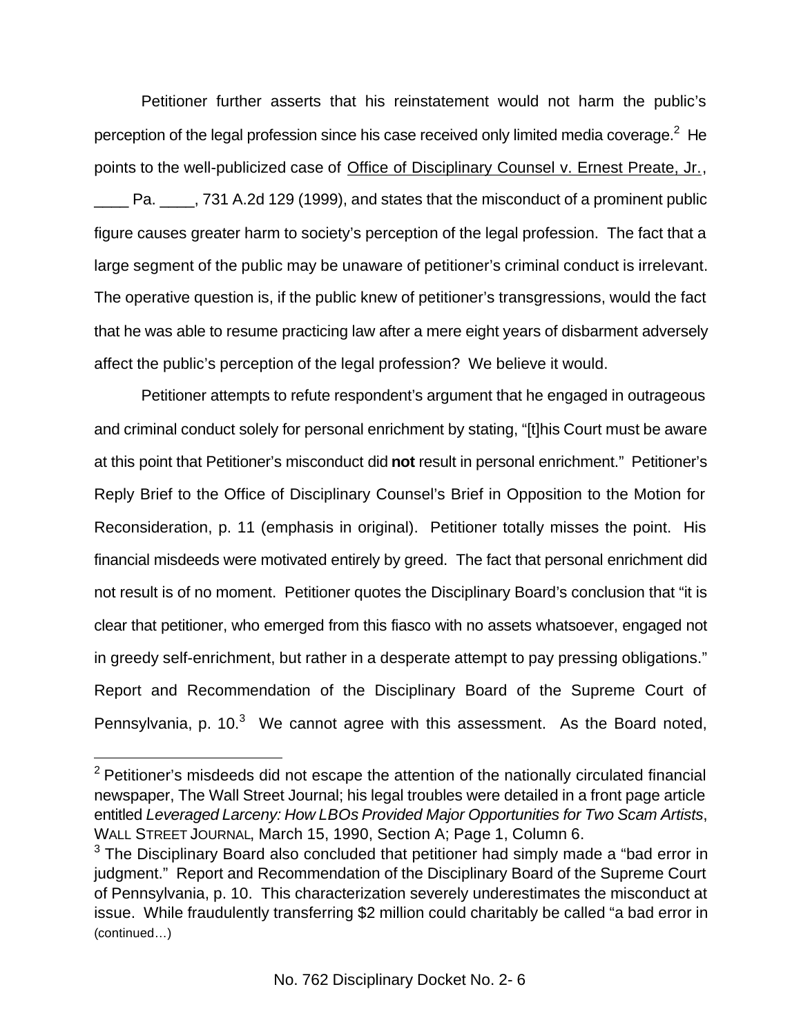Petitioner further asserts that his reinstatement would not harm the public's perception of the legal profession since his case received only limited media coverage.[2] He points to the well-publicized case of Office of Disciplinary Counsel v. Ernest Preate, Jr., ____ Pa. ____, 731 A.2d 129 (1999), and states that the misconduct of a prominent public figure causes greater harm to society's perception of the legal profession. The fact that a large segment of the public may be unaware of petitioner's criminal conduct is irrelevant. The operative question is, if the public knew of petitioner's transgressions, would the fact that he was able to resume practicing law after a mere eight years of disbarment adversely affect the public's perception of the legal profession? We believe it would.

Petitioner attempts to refute respondent's argument that he engaged in outrageous and criminal conduct solely for personal enrichment by stating, "[t]his Court must be aware at this point that Petitioner's misconduct did **not** result in personal enrichment." Petitioner's Reply Brief to the Office of Disciplinary Counsel's Brief in Opposition to the Motion for Reconsideration, p. 11 (emphasis in original). Petitioner totally misses the point. His financial misdeeds were motivated entirely by greed. The fact that personal enrichment did not result is of no moment. Petitioner quotes the Disciplinary Board's conclusion that "it is clear that petitioner, who emerged from this fiasco with no assets whatsoever, engaged not in greedy self-enrichment, but rather in a desperate attempt to pay pressing obligations." Report and Recommendation of the Disciplinary Board of the Supreme Court of Pennsylvania, p. 10.[3] We cannot agree with this assessment. As the Board noted,

---

[2] Petitioner's misdeeds did not escape the attention of the nationally circulated financial newspaper, The Wall Street Journal; his legal troubles were detailed in a front page article entitled *Leveraged Larceny: How LBOs Provided Major Opportunities for Two Scam Artists*, WALL STREET JOURNAL, March 15, 1990, Section A; Page 1, Column 6.

[3] The Disciplinary Board also concluded that petitioner had simply made a "bad error in judgment." Report and Recommendation of the Disciplinary Board of the Supreme Court of Pennsylvania, p. 10. This characterization severely underestimates the misconduct at issue. While fraudulently transferring $2 million could charitably be called "a bad error in (continued…)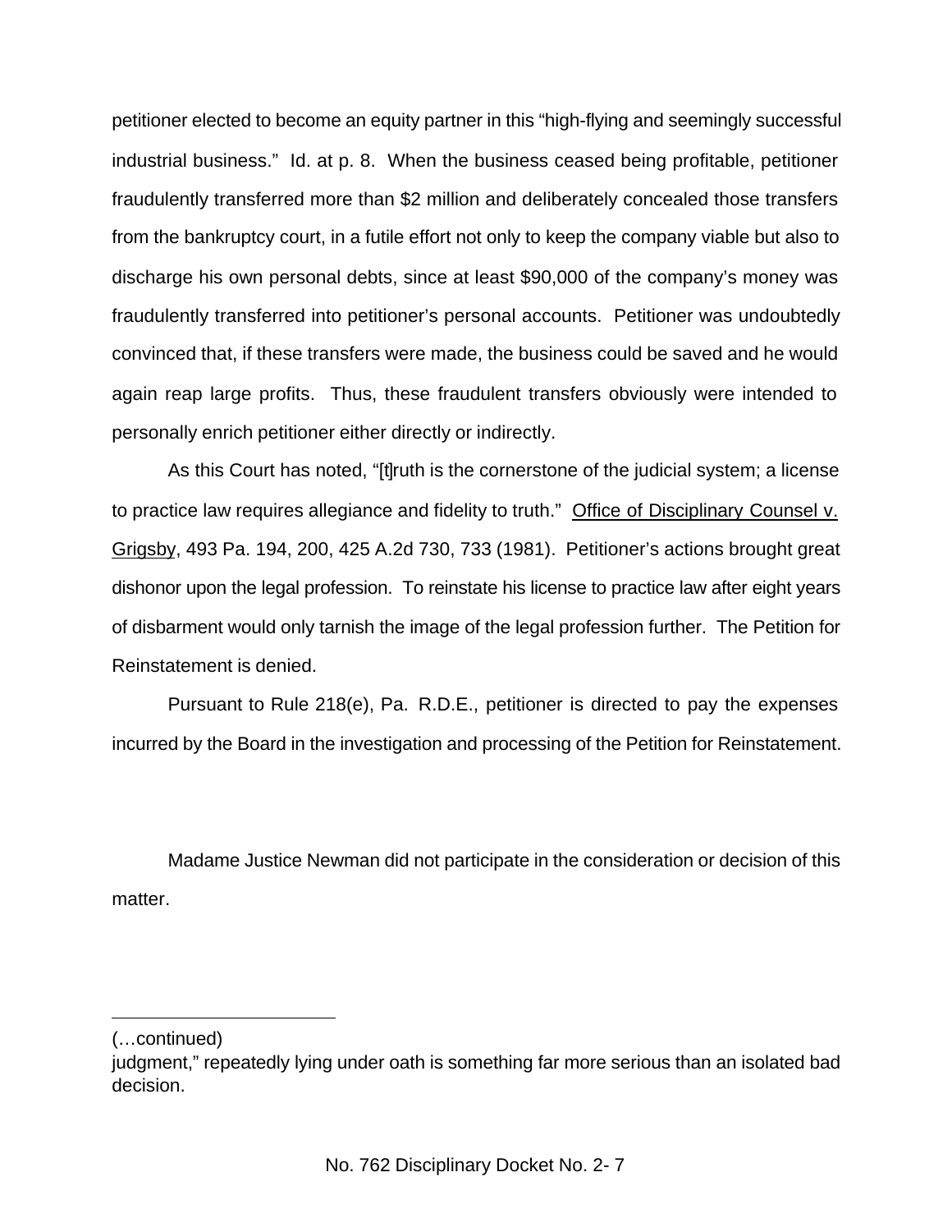petitioner elected to become an equity partner in this "high-flying and seemingly successful industrial business." Id. at p. 8. When the business ceased being profitable, petitioner fraudulently transferred more than $2 million and deliberately concealed those transfers from the bankruptcy court, in a futile effort not only to keep the company viable but also to discharge his own personal debts, since at least $90,000 of the company's money was fraudulently transferred into petitioner's personal accounts. Petitioner was undoubtedly convinced that, if these transfers were made, the business could be saved and he would again reap large profits. Thus, these fraudulent transfers obviously were intended to personally enrich petitioner either directly or indirectly.

As this Court has noted, "[t]ruth is the cornerstone of the judicial system; a license to practice law requires allegiance and fidelity to truth." Office of Disciplinary Counsel v. Grigsby, 493 Pa. 194, 200, 425 A.2d 730, 733 (1981). Petitioner's actions brought great dishonor upon the legal profession. To reinstate his license to practice law after eight years of disbarment would only tarnish the image of the legal profession further. The Petition for Reinstatement is denied.

Pursuant to Rule 218(e), Pa. R.D.E., petitioner is directed to pay the expenses incurred by the Board in the investigation and processing of the Petition for Reinstatement.

Madame Justice Newman did not participate in the consideration or decision of this matter.

---

(…continued)
judgment," repeatedly lying under oath is something far more serious than an isolated bad decision.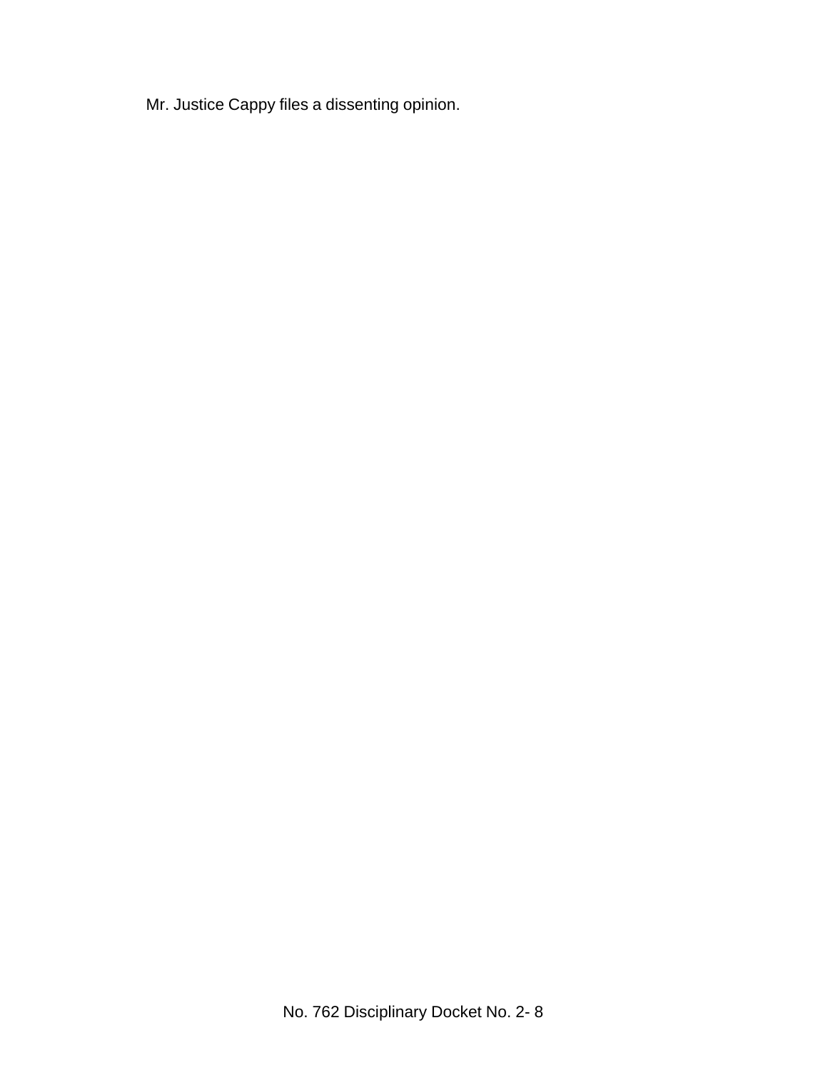Mr. Justice Cappy files a dissenting opinion.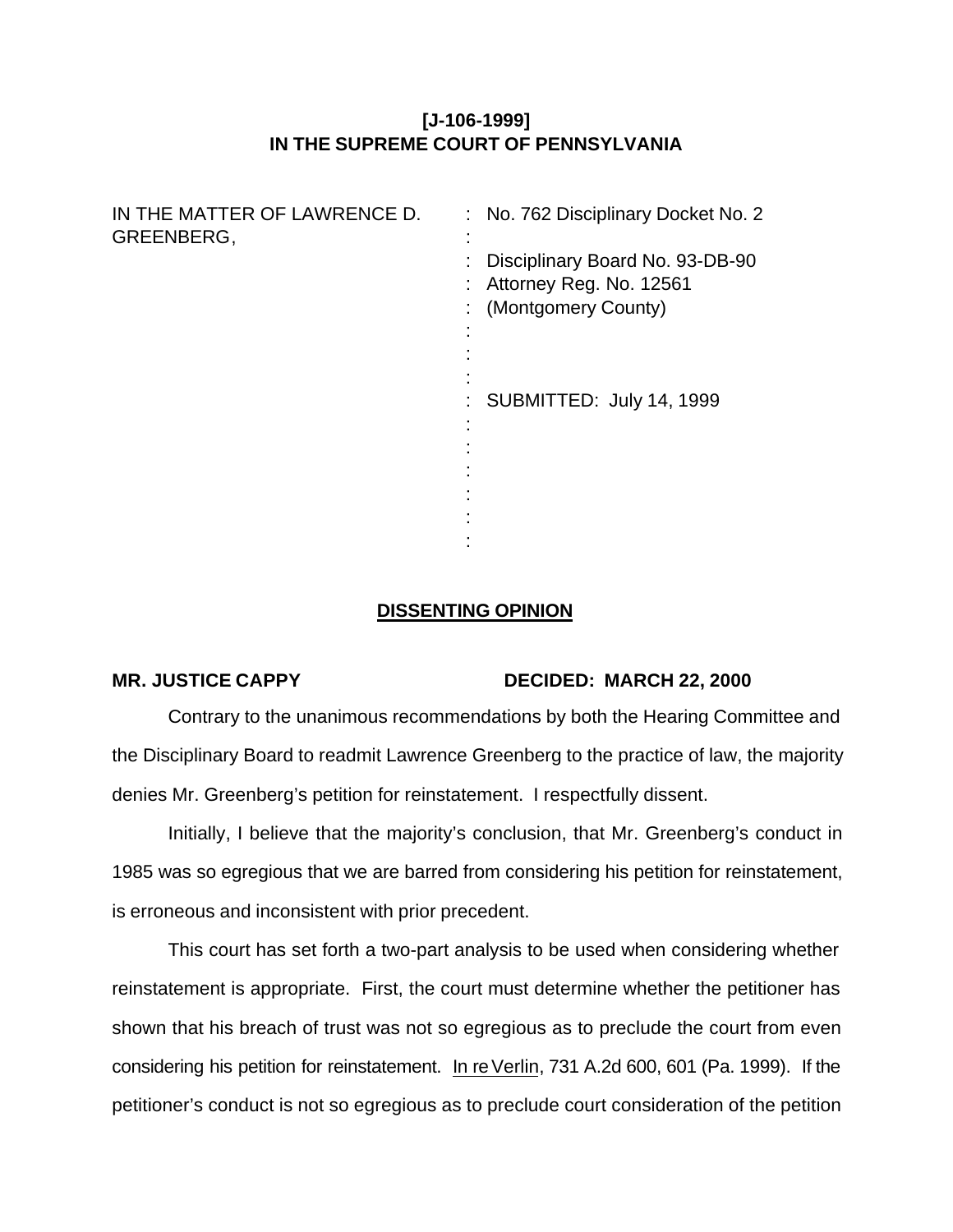**[J-106-1999]**
**IN THE SUPREME COURT OF PENNSYLVANIA**

| | |
|---|---|
| IN THE MATTER OF LAWRENCE D. GREENBERG, | No. 762 Disciplinary Docket No. 2 |
| | Disciplinary Board No. 93-DB-90 |
| | Attorney Reg. No. 12561 |
| | (Montgomery County) |
| | SUBMITTED: July 14, 1999 |

## DISSENTING OPINION

**MR. JUSTICE CAPPY** **DECIDED: MARCH 22, 2000**

Contrary to the unanimous recommendations by both the Hearing Committee and the Disciplinary Board to readmit Lawrence Greenberg to the practice of law, the majority denies Mr. Greenberg's petition for reinstatement. I respectfully dissent.

Initially, I believe that the majority's conclusion, that Mr. Greenberg's conduct in 1985 was so egregious that we are barred from considering his petition for reinstatement, is erroneous and inconsistent with prior precedent.

This court has set forth a two-part analysis to be used when considering whether reinstatement is appropriate. First, the court must determine whether the petitioner has shown that his breach of trust was not so egregious as to preclude the court from even considering his petition for reinstatement. In re Verlin, 731 A.2d 600, 601 (Pa. 1999). If the petitioner's conduct is not so egregious as to preclude court consideration of the petition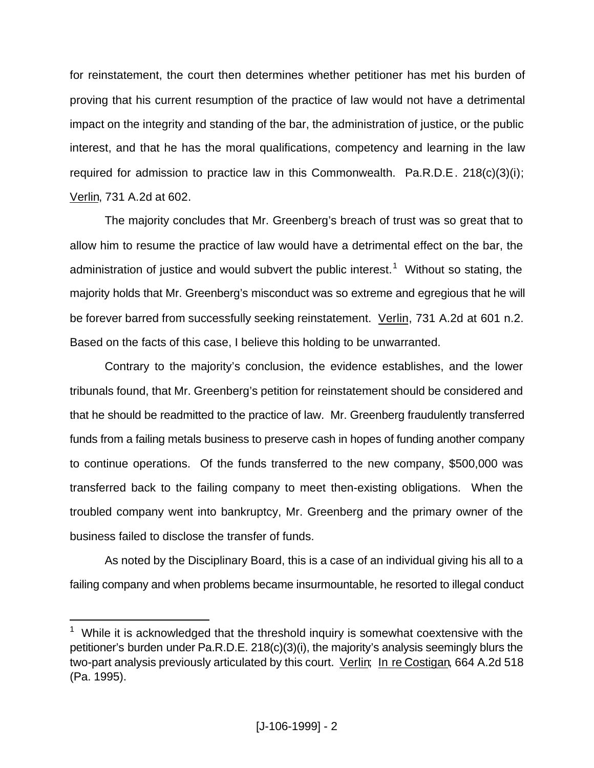for reinstatement, the court then determines whether petitioner has met his burden of proving that his current resumption of the practice of law would not have a detrimental impact on the integrity and standing of the bar, the administration of justice, or the public interest, and that he has the moral qualifications, competency and learning in the law required for admission to practice law in this Commonwealth. Pa.R.D.E. 218(c)(3)(i); Verlin, 731 A.2d at 602.

The majority concludes that Mr. Greenberg's breach of trust was so great that to allow him to resume the practice of law would have a detrimental effect on the bar, the administration of justice and would subvert the public interest.[1] Without so stating, the majority holds that Mr. Greenberg's misconduct was so extreme and egregious that he will be forever barred from successfully seeking reinstatement. Verlin, 731 A.2d at 601 n.2. Based on the facts of this case, I believe this holding to be unwarranted.

Contrary to the majority's conclusion, the evidence establishes, and the lower tribunals found, that Mr. Greenberg's petition for reinstatement should be considered and that he should be readmitted to the practice of law. Mr. Greenberg fraudulently transferred funds from a failing metals business to preserve cash in hopes of funding another company to continue operations. Of the funds transferred to the new company, $500,000 was transferred back to the failing company to meet then-existing obligations. When the troubled company went into bankruptcy, Mr. Greenberg and the primary owner of the business failed to disclose the transfer of funds.

As noted by the Disciplinary Board, this is a case of an individual giving his all to a failing company and when problems became insurmountable, he resorted to illegal conduct

---

[1] While it is acknowledged that the threshold inquiry is somewhat coextensive with the petitioner's burden under Pa.R.D.E. 218(c)(3)(i), the majority's analysis seemingly blurs the two-part analysis previously articulated by this court. Verlin; In re Costigan, 664 A.2d 518 (Pa. 1995).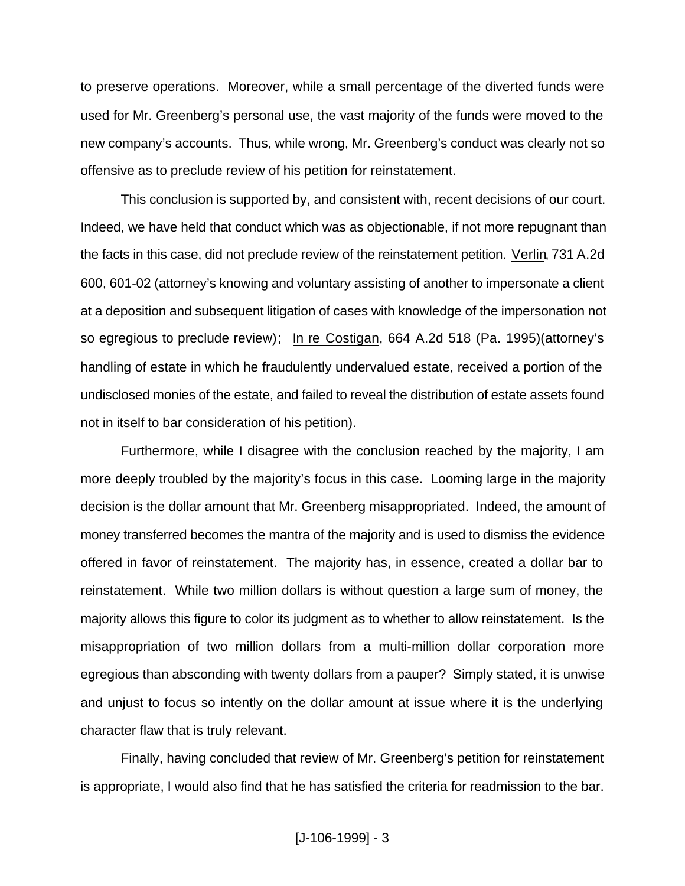to preserve operations. Moreover, while a small percentage of the diverted funds were used for Mr. Greenberg's personal use, the vast majority of the funds were moved to the new company's accounts. Thus, while wrong, Mr. Greenberg's conduct was clearly not so offensive as to preclude review of his petition for reinstatement.

This conclusion is supported by, and consistent with, recent decisions of our court. Indeed, we have held that conduct which was as objectionable, if not more repugnant than the facts in this case, did not preclude review of the reinstatement petition. Verlin, 731 A.2d 600, 601-02 (attorney's knowing and voluntary assisting of another to impersonate a client at a deposition and subsequent litigation of cases with knowledge of the impersonation not so egregious to preclude review); In re Costigan, 664 A.2d 518 (Pa. 1995)(attorney's handling of estate in which he fraudulently undervalued estate, received a portion of the undisclosed monies of the estate, and failed to reveal the distribution of estate assets found not in itself to bar consideration of his petition).

Furthermore, while I disagree with the conclusion reached by the majority, I am more deeply troubled by the majority's focus in this case. Looming large in the majority decision is the dollar amount that Mr. Greenberg misappropriated. Indeed, the amount of money transferred becomes the mantra of the majority and is used to dismiss the evidence offered in favor of reinstatement. The majority has, in essence, created a dollar bar to reinstatement. While two million dollars is without question a large sum of money, the majority allows this figure to color its judgment as to whether to allow reinstatement. Is the misappropriation of two million dollars from a multi-million dollar corporation more egregious than absconding with twenty dollars from a pauper? Simply stated, it is unwise and unjust to focus so intently on the dollar amount at issue where it is the underlying character flaw that is truly relevant.

Finally, having concluded that review of Mr. Greenberg's petition for reinstatement is appropriate, I would also find that he has satisfied the criteria for readmission to the bar.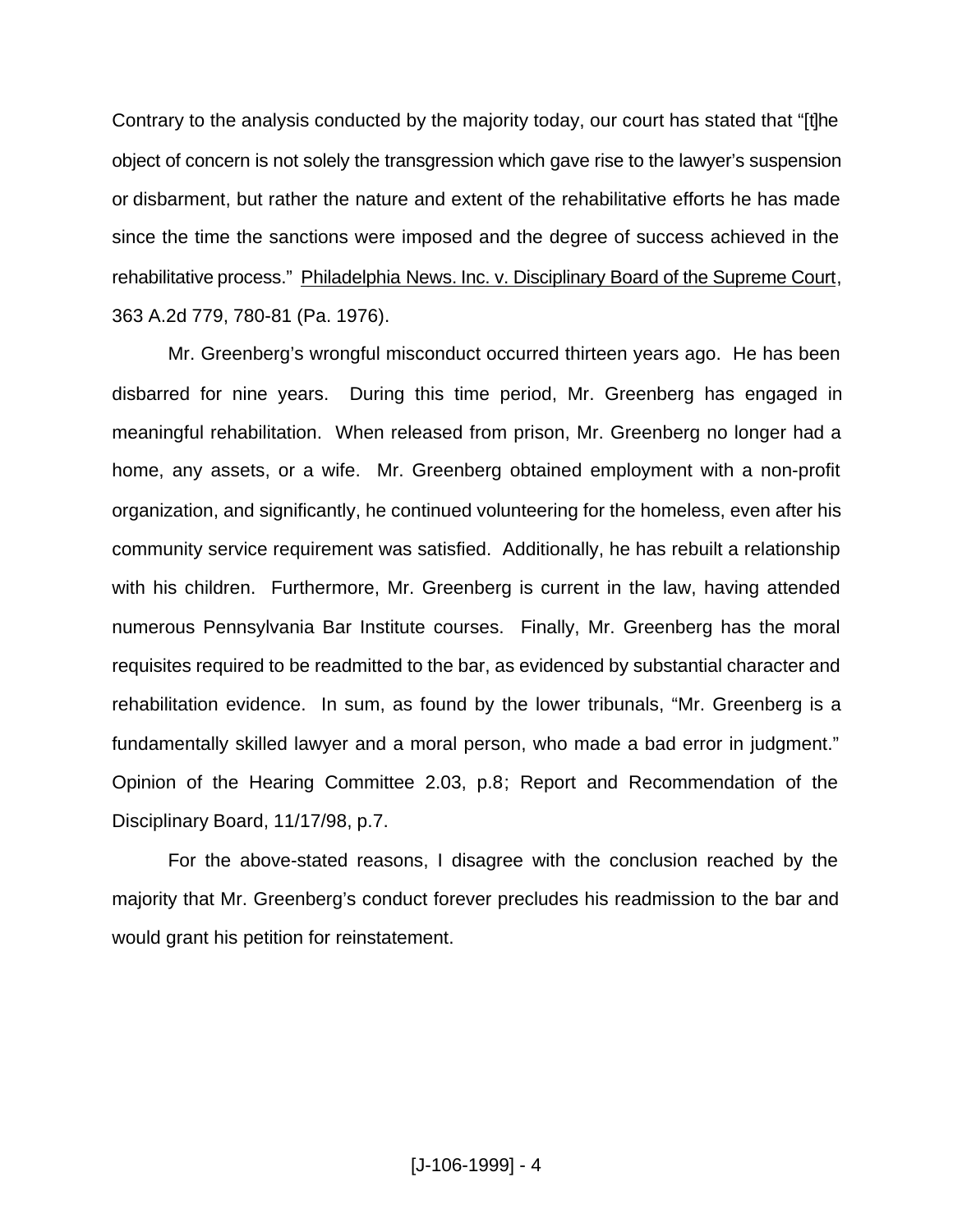Contrary to the analysis conducted by the majority today, our court has stated that "[t]he object of concern is not solely the transgression which gave rise to the lawyer's suspension or disbarment, but rather the nature and extent of the rehabilitative efforts he has made since the time the sanctions were imposed and the degree of success achieved in the rehabilitative process." Philadelphia News. Inc. v. Disciplinary Board of the Supreme Court, 363 A.2d 779, 780-81 (Pa. 1976).

Mr. Greenberg's wrongful misconduct occurred thirteen years ago. He has been disbarred for nine years. During this time period, Mr. Greenberg has engaged in meaningful rehabilitation. When released from prison, Mr. Greenberg no longer had a home, any assets, or a wife. Mr. Greenberg obtained employment with a non-profit organization, and significantly, he continued volunteering for the homeless, even after his community service requirement was satisfied. Additionally, he has rebuilt a relationship with his children. Furthermore, Mr. Greenberg is current in the law, having attended numerous Pennsylvania Bar Institute courses. Finally, Mr. Greenberg has the moral requisites required to be readmitted to the bar, as evidenced by substantial character and rehabilitation evidence. In sum, as found by the lower tribunals, "Mr. Greenberg is a fundamentally skilled lawyer and a moral person, who made a bad error in judgment." Opinion of the Hearing Committee 2.03, p.8; Report and Recommendation of the Disciplinary Board, 11/17/98, p.7.

For the above-stated reasons, I disagree with the conclusion reached by the majority that Mr. Greenberg's conduct forever precludes his readmission to the bar and would grant his petition for reinstatement.